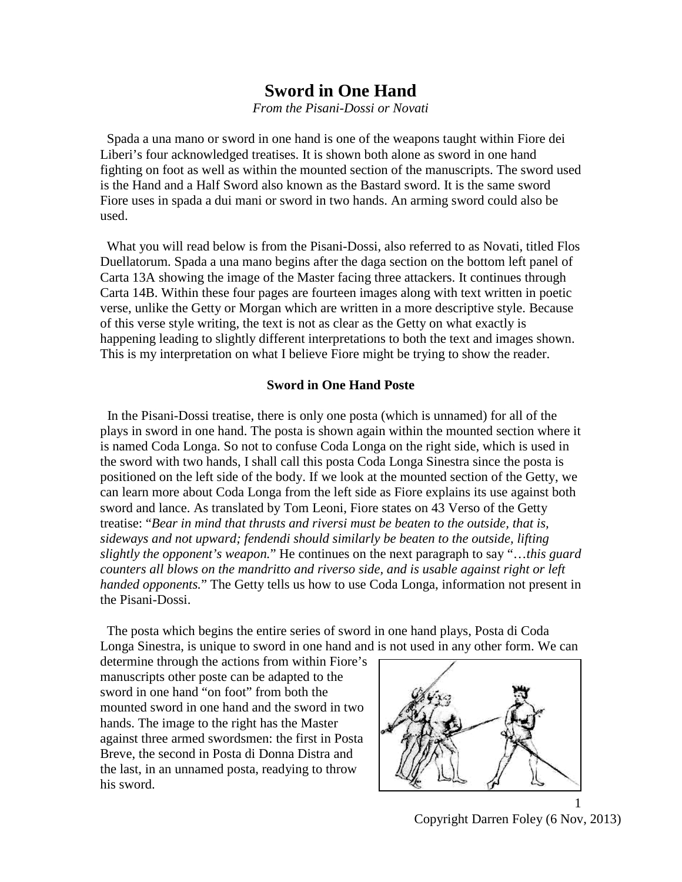# Sword in One Hand

*From the Pisani-Dossi or Novati*

Spada a una mano or sword in one hand is one of the weapons taught within Fiore dei Liberi's four acknowledged treatises. It is shown both alone as sword in one hand fighting on foot as well as within the mounted section of the manuscripts. The sword used is the Hand and a Half Sword also known as the Bastard sword. It is the same sword Fiore uses in spada a dui mani or sword in two hands. An arming sword could also be used.

What you will read below is from the Pisani-Dossi, also referred to as Novati, titled Flos Duellatorum. Spada a una mano begins after the daga section on the bottom left panel of Carta 13A showing the image of the Master facing three attackers. It continues through Carta 14B. Within these four pages are fourteen images along with text written in poetic verse, unlike the Getty or Morgan which are written in a more descriptive style. Because of this verse style writing, the text is not as clear as the Getty on what exactly is happening leading to slightly different interpretations to both the text and images shown. This is my interpretation on what I believe Fiore might be trying to show the reader.

### Sword in One Hand Poste

In the Pisani-Dossi treatise, there is only one posta (which is unnamed) for all of the plays in sword in one hand. The posta is shown again within the mounted section where it is named Coda Longa. So not to confuse Coda Longa on the right side, which is used in the sword with two hands, I shall call this posta Coda Longa Sinestra since the posta is positioned on the left side of the body. If we look at the mounted section of the Getty, we can learn more about Coda Longa from the left side as Fiore explains its use against both sword and lance. As translated by Tom Leoni, Fiore states on 43 Verso of the Getty treatise: "*Bear in mind that thrusts and riversi must be beaten to the outside, that is, sideways and not upward; fendendi should similarly be beaten to the outside, lifting slightly the opponent's weapon.*" He continues on the next paragraph to say "*…this guard counters all blows on the mandritto and riverso side, and is usable against right or left handed opponents.*" The Getty tells us how to use Coda Longa, information not present in the Pisani-Dossi.

The posta which begins the entire series of sword in one hand plays, Posta di Coda Longa Sinestra, is unique to sword in one hand and is not used in any other form. We can determine through the actions from within Fiore's manuscripts other poste can be adapted to the sword in one hand "on foot" from both the mounted sword in one hand and the sword in two hands. The image to the right has the Master against three armed swordsmen: the first in Posta Breve, the second in Posta di Donna Distra and the last, in an unnamed posta, readying to throw his sword.

Copyright Darren Foley (6 Nov, 2013)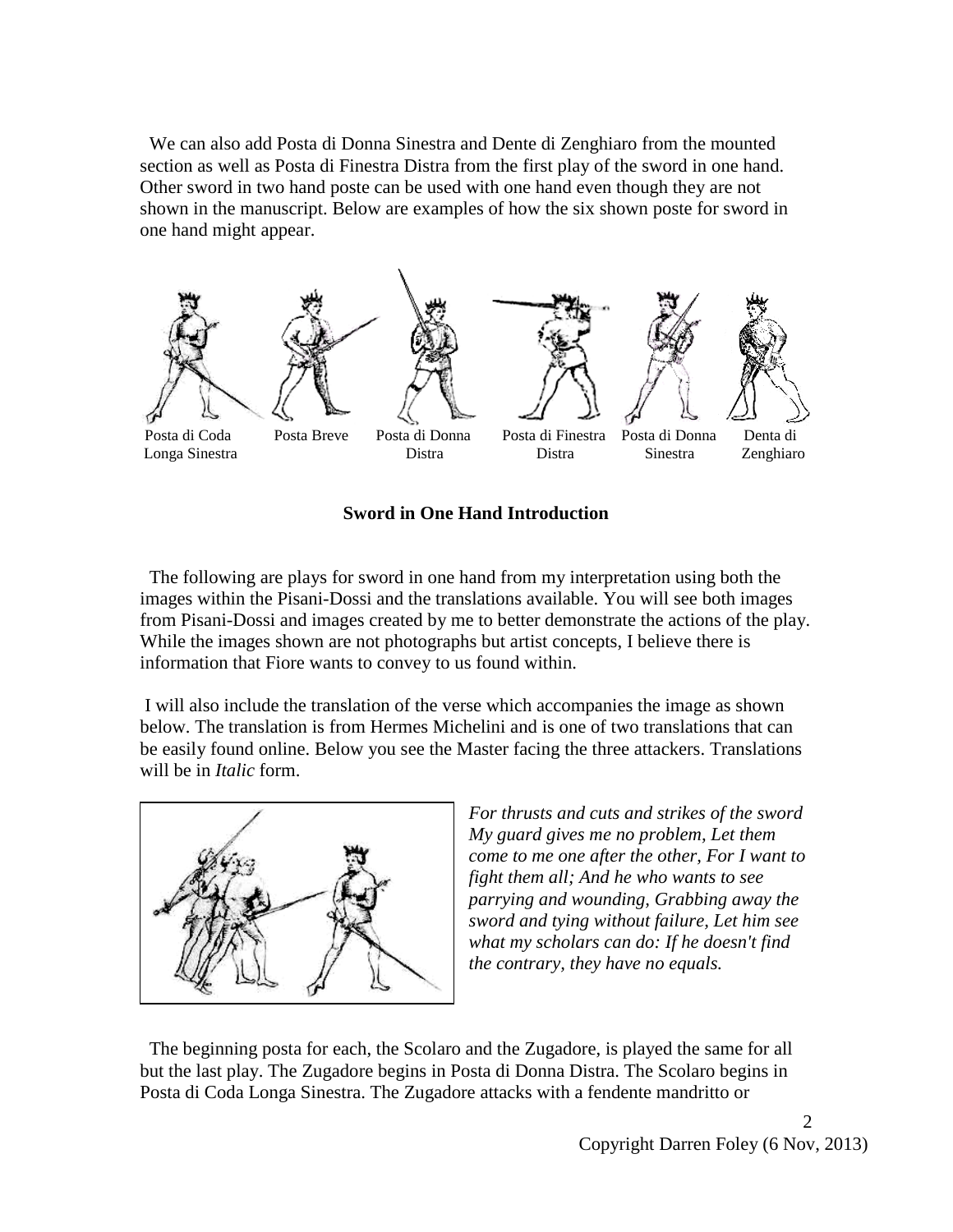We can also add Posta di Donna Sinestra and Dente di Zenghiaro from the mounted section as well as Posta di Finestra Distra from the first play of the sword in one hand. Other sword in two hand poste can be used with one hand even though they are not shown in the manuscript. Below are examples of how the six shown poste for sword in one hand might appear.

Posta di Coda Longa Sinestra | Posta Breve | Posta di Donna Distra | Posta di Finestra Distra | Posta di Donna Sinestra | Denta di Zenghiaro

**Sword in One Hand Introduction**

The following are plays for sword in one hand from my interpretation using both the images within the Pisani-Dossi and the translations available. You will see both images from Pisani-Dossi and images created by me to better demonstrate the actions of the play. While the images shown are not photographs but artist concepts, I believe there is information that Fiore wants to convey to us found within.

I will also include the translation of the verse which accompanies the image as shown below. The translation is from Hermes Michelini and is one of two translations that can be easily found online. Below you see the Master facing the three attackers. Translations will be in *Italic* form.

*For thrusts and cuts and strikes of the sword My guard gives me no problem, Let them come to me one after the other, For I want to fight them all; And he who wants to see parrying and wounding, Grabbing away the sword and tying without failure, Let him see what my scholars can do: If he doesn't find the contrary, they have no equals.*

The beginning posta for each, the Scolaro and the Zugadore, is played the same for all but the last play. The Zugadore begins in Posta di Donna Distra. The Scolaro begins in Posta di Coda Longa Sinestra. The Zugadore attacks with a fendente mandritto or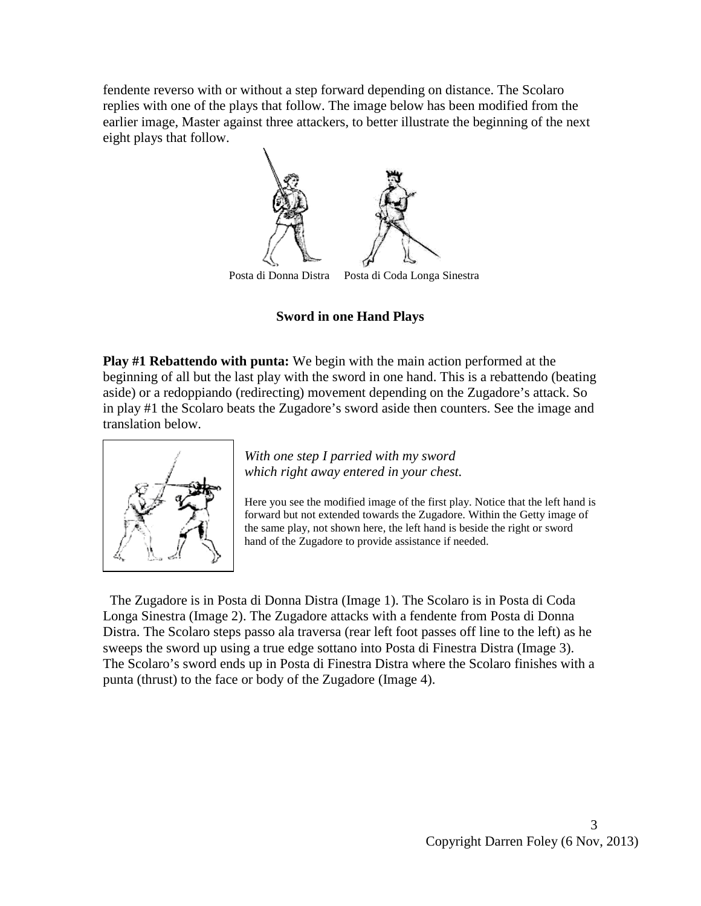fendente reverso with or without a step forward depending on distance. The Scolaro replies with one of the plays that follow. The image below has been modified from the earlier image, Master against three attackers, to better illustrate the beginning of the next eight plays that follow.

Posta di Donna Distra    Posta di Coda Longa Sinestra

**Sword in one Hand Plays**

**Play #1 Rebattendo with punta:** We begin with the main action performed at the beginning of all but the last play with the sword in one hand. This is a rebattendo (beating aside) or a redoppiando (redirecting) movement depending on the Zugadore's attack. So in play #1 the Scolaro beats the Zugadore's sword aside then counters. See the image and translation below.

*With one step I parried with my sword*
*which right away entered in your chest.*

Here you see the modified image of the first play. Notice that the left hand is forward but not extended towards the Zugadore. Within the Getty image of the same play, not shown here, the left hand is beside the right or sword hand of the Zugadore to provide assistance if needed.

The Zugadore is in Posta di Donna Distra (Image 1). The Scolaro is in Posta di Coda Longa Sinestra (Image 2). The Zugadore attacks with a fendente from Posta di Donna Distra. The Scolaro steps passo ala traversa (rear left foot passes off line to the left) as he sweeps the sword up using a true edge sottano into Posta di Finestra Distra (Image 3). The Scolaro's sword ends up in Posta di Finestra Distra where the Scolaro finishes with a punta (thrust) to the face or body of the Zugadore (Image 4).

Copyright Darren Foley (6 Nov, 2013)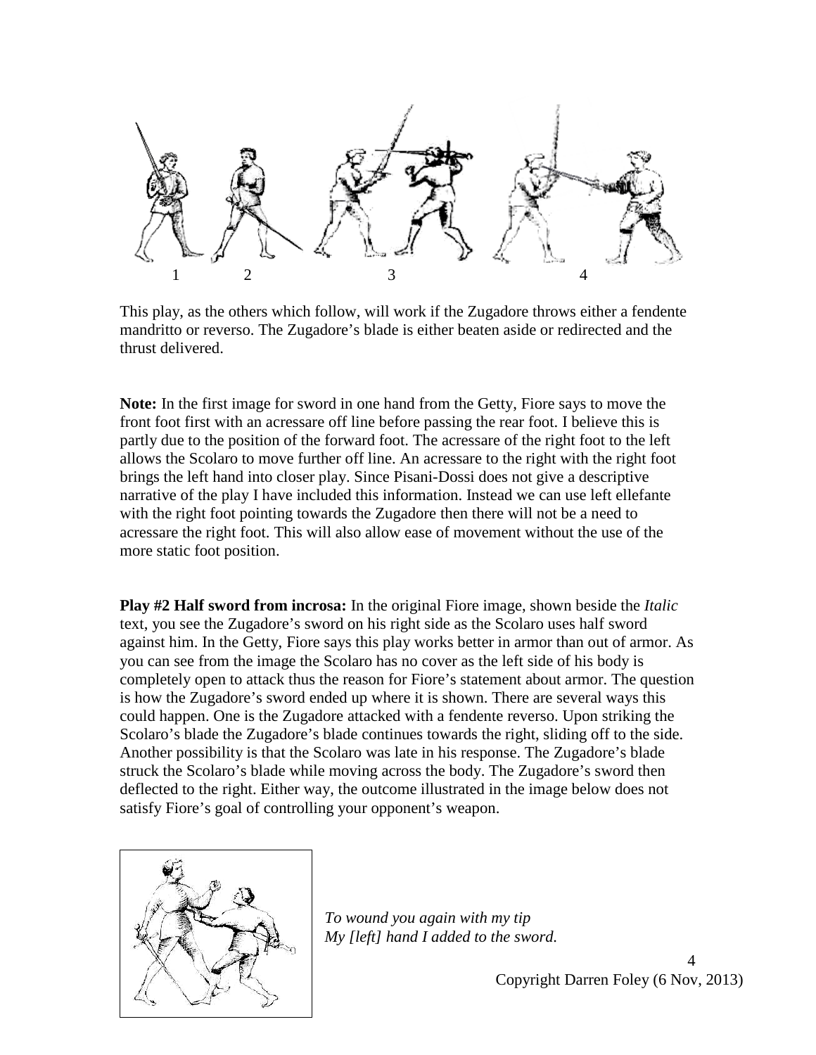1 2 3 4

This play, as the others which follow, will work if the Zugadore throws either a fendente mandritto or reverso. The Zugadore's blade is either beaten aside or redirected and the thrust delivered.

**Note:** In the first image for sword in one hand from the Getty, Fiore says to move the front foot first with an acressare off line before passing the rear foot. I believe this is partly due to the position of the forward foot. The acressare of the right foot to the left allows the Scolaro to move further off line. An acressare to the right with the right foot brings the left hand into closer play. Since Pisani-Dossi does not give a descriptive narrative of the play I have included this information. Instead we can use left ellefante with the right foot pointing towards the Zugadore then there will not be a need to acressare the right foot. This will also allow ease of movement without the use of the more static foot position.

**Play #2 Half sword from incrosa:** In the original Fiore image, shown beside the *Italic* text, you see the Zugadore's sword on his right side as the Scolaro uses half sword against him. In the Getty, Fiore says this play works better in armor than out of armor. As you can see from the image the Scolaro has no cover as the left side of his body is completely open to attack thus the reason for Fiore's statement about armor. The question is how the Zugadore's sword ended up where it is shown. There are several ways this could happen. One is the Zugadore attacked with a fendente reverso. Upon striking the Scolaro's blade the Zugadore's blade continues towards the right, sliding off to the side. Another possibility is that the Scolaro was late in his response. The Zugadore's blade struck the Scolaro's blade while moving across the body. The Zugadore's sword then deflected to the right. Either way, the outcome illustrated in the image below does not satisfy Fiore's goal of controlling your opponent's weapon.

*To wound you again with my tip*
*My [left] hand I added to the sword.*

Copyright Darren Foley (6 Nov, 2013)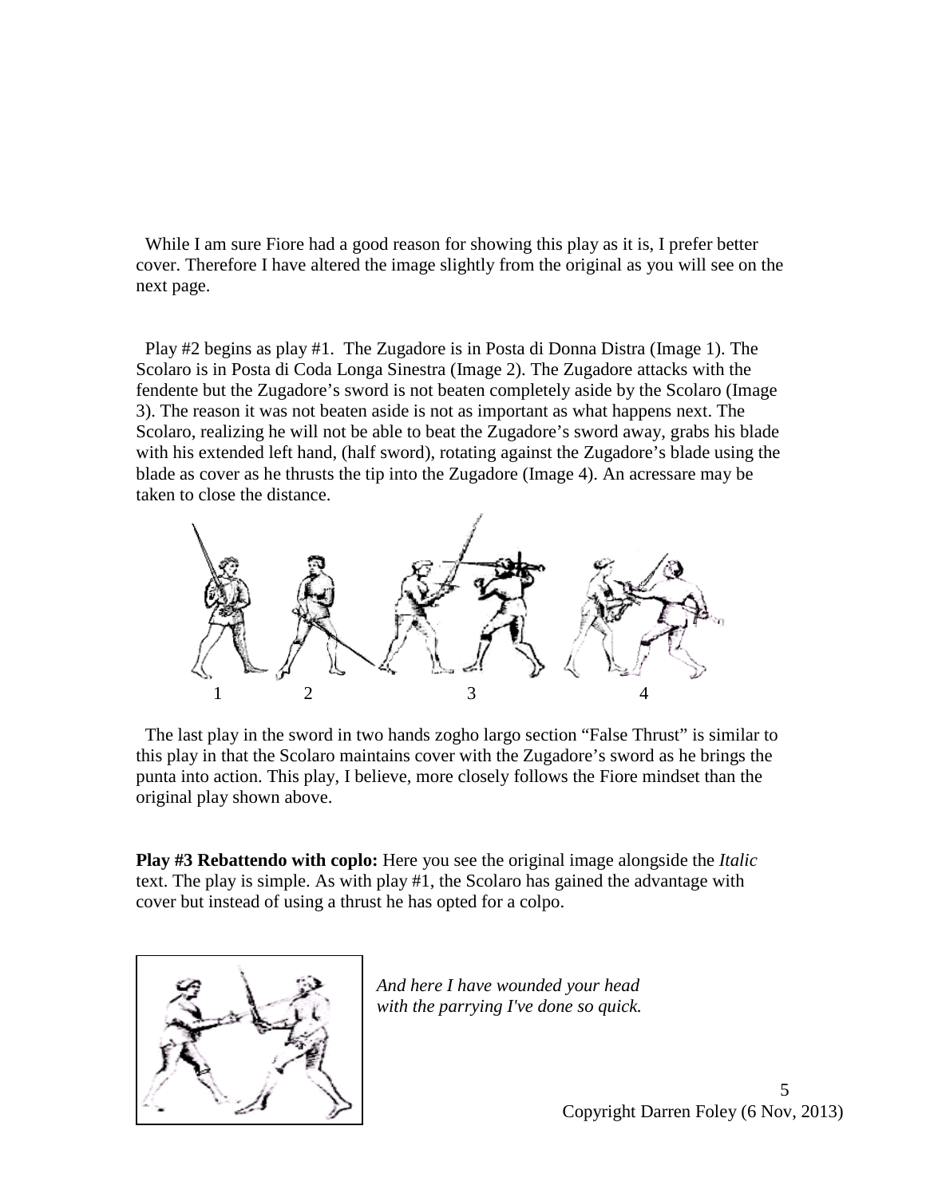While I am sure Fiore had a good reason for showing this play as it is, I prefer better cover. Therefore I have altered the image slightly from the original as you will see on the next page.

Play #2 begins as play #1. The Zugadore is in Posta di Donna Distra (Image 1). The Scolaro is in Posta di Coda Longa Sinestra (Image 2). The Zugadore attacks with the fendente but the Zugadore's sword is not beaten completely aside by the Scolaro (Image 3). The reason it was not beaten aside is not as important as what happens next. The Scolaro, realizing he will not be able to beat the Zugadore's sword away, grabs his blade with his extended left hand, (half sword), rotating against the Zugadore's blade using the blade as cover as he thrusts the tip into the Zugadore (Image 4). An acressare may be taken to close the distance.

1 2 3 4

The last play in the sword in two hands zogho largo section "False Thrust" is similar to this play in that the Scolaro maintains cover with the Zugadore's sword as he brings the punta into action. This play, I believe, more closely follows the Fiore mindset than the original play shown above.

**Play #3 Rebattendo with coplo:** Here you see the original image alongside the *Italic* text. The play is simple. As with play #1, the Scolaro has gained the advantage with cover but instead of using a thrust he has opted for a colpo.

*And here I have wounded your head with the parrying I've done so quick.*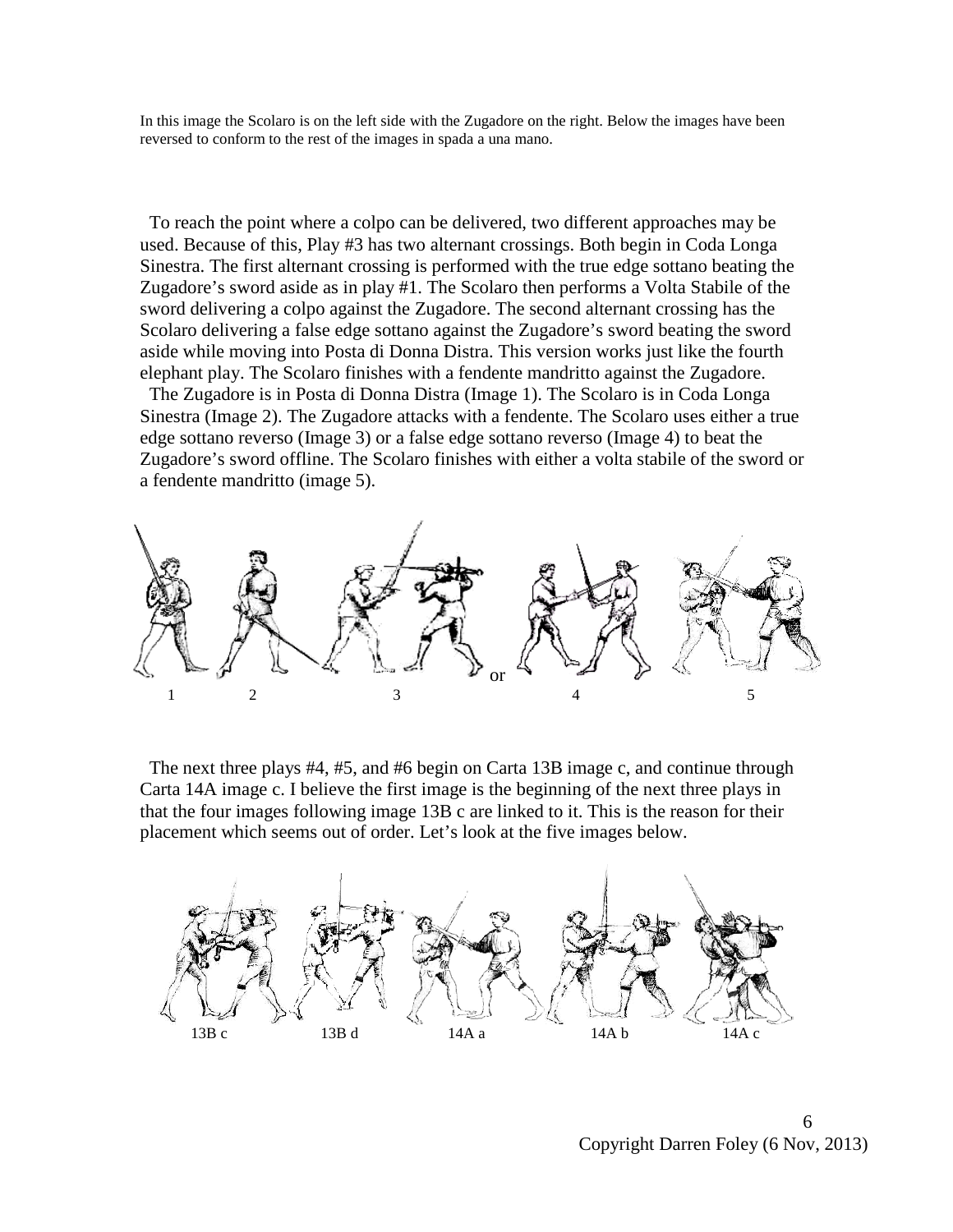In this image the Scolaro is on the left side with the Zugadore on the right. Below the images have been reversed to conform to the rest of the images in spada a una mano.

To reach the point where a colpo can be delivered, two different approaches may be used. Because of this, Play #3 has two alternant crossings. Both begin in Coda Longa Sinestra. The first alternant crossing is performed with the true edge sottano beating the Zugadore's sword aside as in play #1. The Scolaro then performs a Volta Stabile of the sword delivering a colpo against the Zugadore. The second alternant crossing has the Scolaro delivering a false edge sottano against the Zugadore's sword beating the sword aside while moving into Posta di Donna Distra. This version works just like the fourth elephant play. The Scolaro finishes with a fendente mandritto against the Zugadore.

The Zugadore is in Posta di Donna Distra (Image 1). The Scolaro is in Coda Longa Sinestra (Image 2). The Zugadore attacks with a fendente. The Scolaro uses either a true edge sottano reverso (Image 3) or a false edge sottano reverso (Image 4) to beat the Zugadore's sword offline. The Scolaro finishes with either a volta stabile of the sword or a fendente mandritto (image 5).

1 2 3 or 4 5

The next three plays #4, #5, and #6 begin on Carta 13B image c, and continue through Carta 14A image c. I believe the first image is the beginning of the next three plays in that the four images following image 13B c are linked to it. This is the reason for their placement which seems out of order. Let's look at the five images below.

13B c 13B d 14A a 14A b 14A c

Copyright Darren Foley (6 Nov, 2013)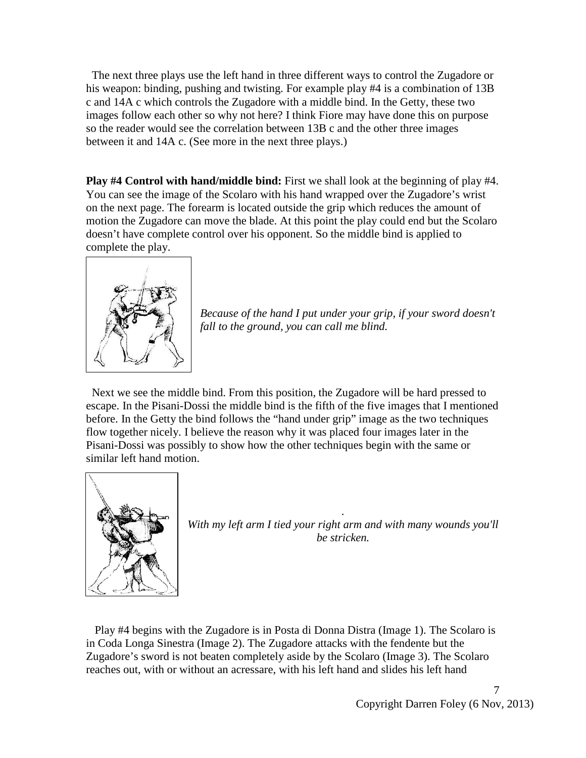The next three plays use the left hand in three different ways to control the Zugadore or his weapon: binding, pushing and twisting. For example play #4 is a combination of 13B c and 14A c which controls the Zugadore with a middle bind. In the Getty, these two images follow each other so why not here? I think Fiore may have done this on purpose so the reader would see the correlation between 13B c and the other three images between it and 14A c. (See more in the next three plays.)

**Play #4 Control with hand/middle bind:** First we shall look at the beginning of play #4. You can see the image of the Scolaro with his hand wrapped over the Zugadore's wrist on the next page. The forearm is located outside the grip which reduces the amount of motion the Zugadore can move the blade. At this point the play could end but the Scolaro doesn't have complete control over his opponent. So the middle bind is applied to complete the play.

*Because of the hand I put under your grip, if your sword doesn't fall to the ground, you can call me blind.*

Next we see the middle bind. From this position, the Zugadore will be hard pressed to escape. In the Pisani-Dossi the middle bind is the fifth of the five images that I mentioned before. In the Getty the bind follows the "hand under grip" image as the two techniques flow together nicely. I believe the reason why it was placed four images later in the Pisani-Dossi was possibly to show how the other techniques begin with the same or similar left hand motion.

*With my left arm I tied your right arm and with many wounds you'll be stricken.*

Play #4 begins with the Zugadore is in Posta di Donna Distra (Image 1). The Scolaro is in Coda Longa Sinestra (Image 2). The Zugadore attacks with the fendente but the Zugadore's sword is not beaten completely aside by the Scolaro (Image 3). The Scolaro reaches out, with or without an acressare, with his left hand and slides his left hand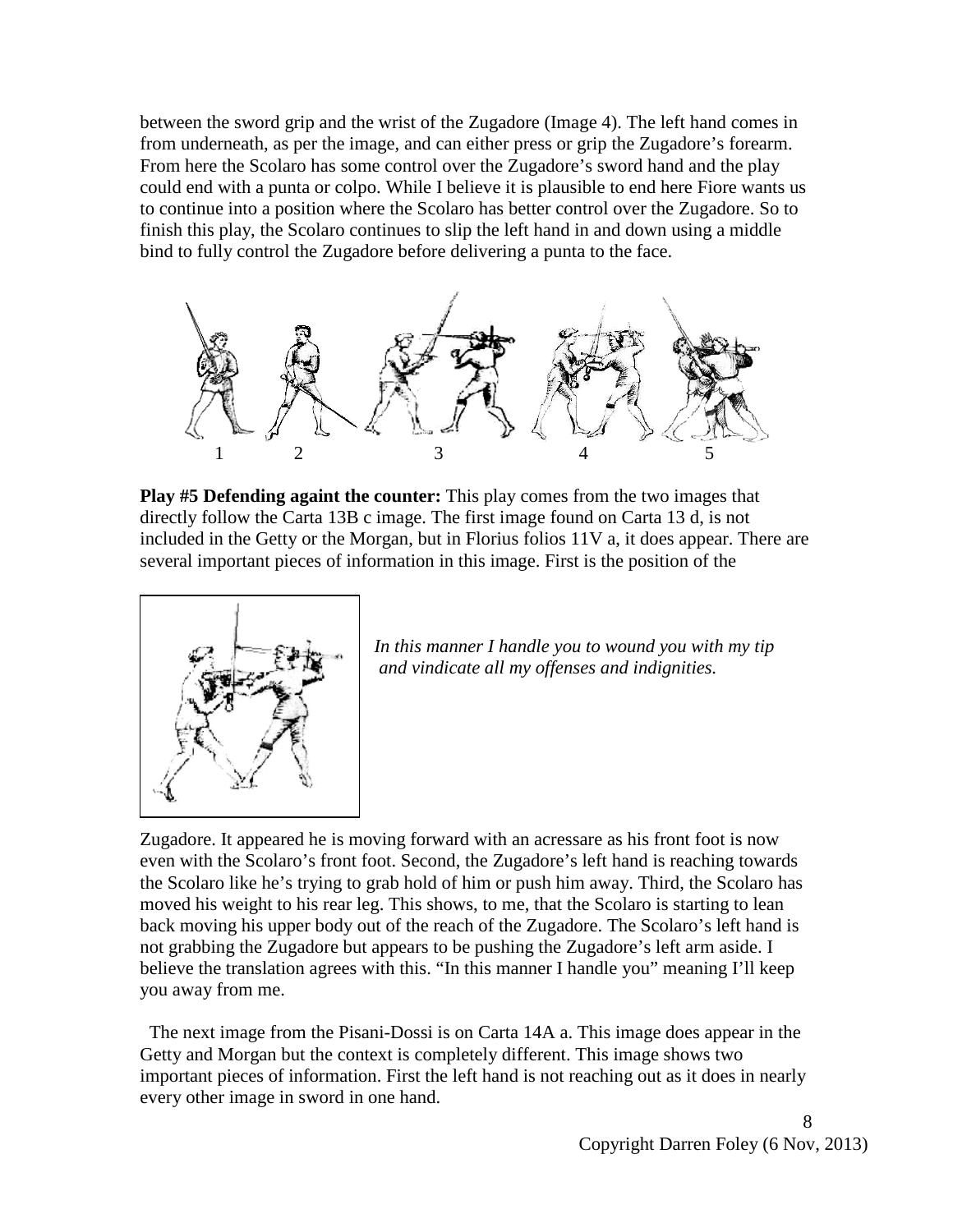between the sword grip and the wrist of the Zugadore (Image 4). The left hand comes in from underneath, as per the image, and can either press or grip the Zugadore's forearm. From here the Scolaro has some control over the Zugadore's sword hand and the play could end with a punta or colpo. While I believe it is plausible to end here Fiore wants us to continue into a position where the Scolaro has better control over the Zugadore. So to finish this play, the Scolaro continues to slip the left hand in and down using a middle bind to fully control the Zugadore before delivering a punta to the face.

1 2 3 4 5

**Play #5 Defending againt the counter:** This play comes from the two images that directly follow the Carta 13B c image. The first image found on Carta 13 d, is not included in the Getty or the Morgan, but in Florius folios 11V a, it does appear. There are several important pieces of information in this image. First is the position of the

*In this manner I handle you to wound you with my tip and vindicate all my offenses and indignities.*

Zugadore. It appeared he is moving forward with an acressare as his front foot is now even with the Scolaro's front foot. Second, the Zugadore's left hand is reaching towards the Scolaro like he's trying to grab hold of him or push him away. Third, the Scolaro has moved his weight to his rear leg. This shows, to me, that the Scolaro is starting to lean back moving his upper body out of the reach of the Zugadore. The Scolaro's left hand is not grabbing the Zugadore but appears to be pushing the Zugadore's left arm aside. I believe the translation agrees with this. "In this manner I handle you" meaning I'll keep you away from me.

The next image from the Pisani-Dossi is on Carta 14A a. This image does appear in the Getty and Morgan but the context is completely different. This image shows two important pieces of information. First the left hand is not reaching out as it does in nearly every other image in sword in one hand.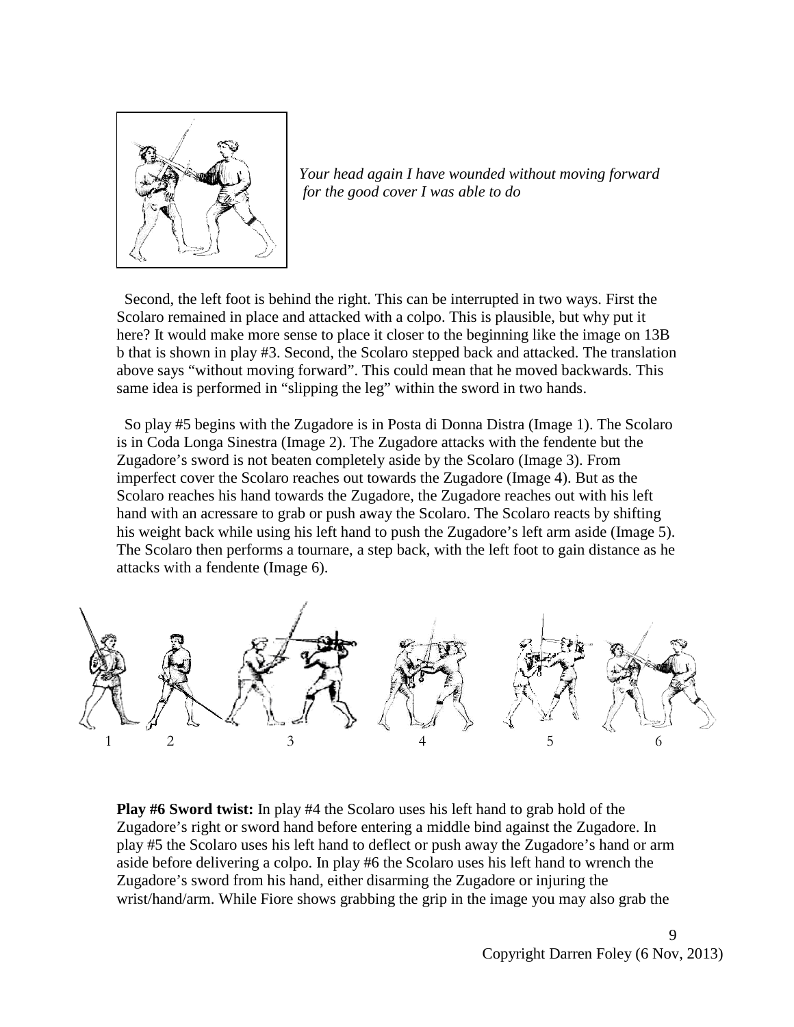*Your head again I have wounded without moving forward for the good cover I was able to do*

Second, the left foot is behind the right. This can be interrupted in two ways. First the Scolaro remained in place and attacked with a colpo. This is plausible, but why put it here? It would make more sense to place it closer to the beginning like the image on 13B b that is shown in play #3. Second, the Scolaro stepped back and attacked. The translation above says "without moving forward". This could mean that he moved backwards. This same idea is performed in "slipping the leg" within the sword in two hands.

So play #5 begins with the Zugadore is in Posta di Donna Distra (Image 1). The Scolaro is in Coda Longa Sinestra (Image 2). The Zugadore attacks with the fendente but the Zugadore's sword is not beaten completely aside by the Scolaro (Image 3). From imperfect cover the Scolaro reaches out towards the Zugadore (Image 4). But as the Scolaro reaches his hand towards the Zugadore, the Zugadore reaches out with his left hand with an acressare to grab or push away the Scolaro. The Scolaro reacts by shifting his weight back while using his left hand to push the Zugadore's left arm aside (Image 5). The Scolaro then performs a tournare, a step back, with the left foot to gain distance as he attacks with a fendente (Image 6).

1 2 3 4 5 6

**Play #6 Sword twist:** In play #4 the Scolaro uses his left hand to grab hold of the Zugadore's right or sword hand before entering a middle bind against the Zugadore. In play #5 the Scolaro uses his left hand to deflect or push away the Zugadore's hand or arm aside before delivering a colpo. In play #6 the Scolaro uses his left hand to wrench the Zugadore's sword from his hand, either disarming the Zugadore or injuring the wrist/hand/arm. While Fiore shows grabbing the grip in the image you may also grab the

Copyright Darren Foley (6 Nov, 2013)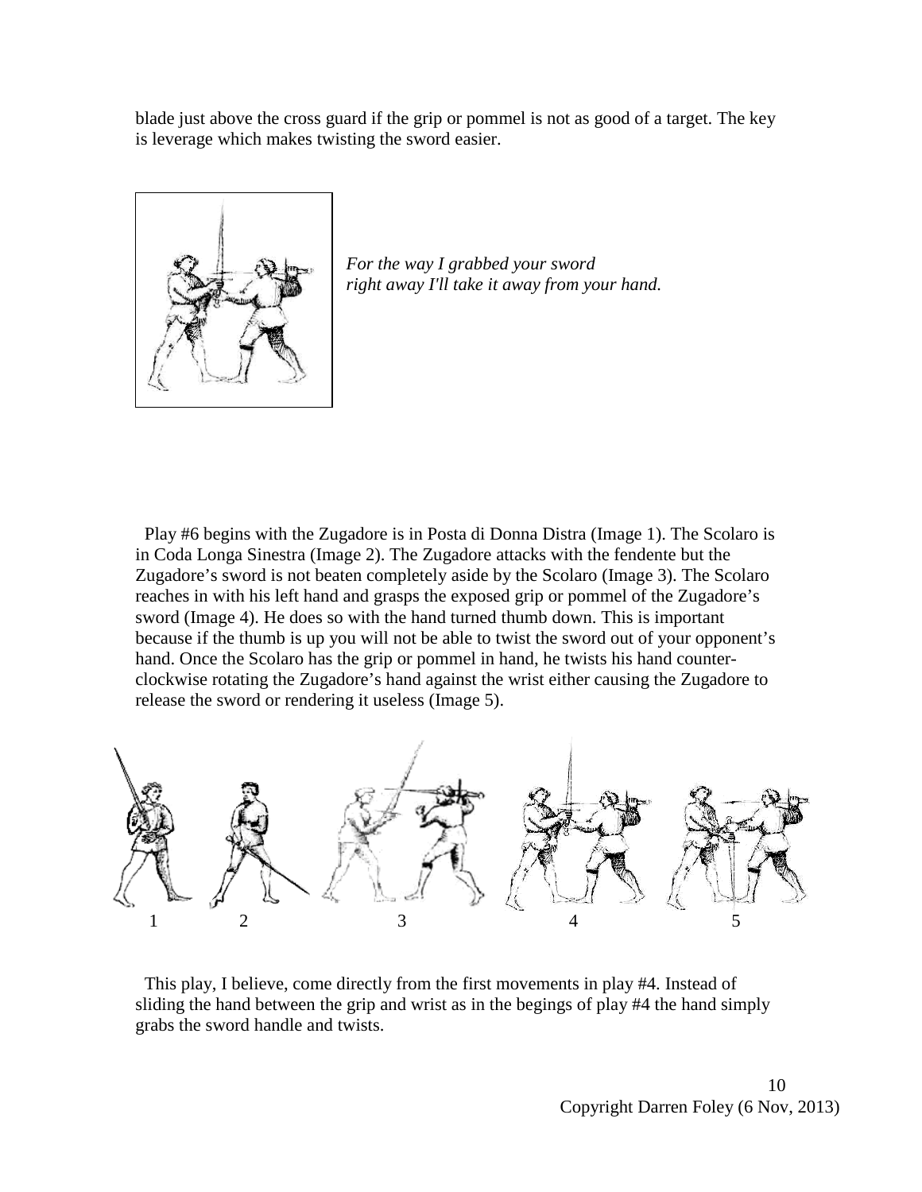blade just above the cross guard if the grip or pommel is not as good of a target. The key is leverage which makes twisting the sword easier.

*For the way I grabbed your sword*
*right away I'll take it away from your hand.*

Play #6 begins with the Zugadore is in Posta di Donna Distra (Image 1). The Scolaro is in Coda Longa Sinestra (Image 2). The Zugadore attacks with the fendente but the Zugadore's sword is not beaten completely aside by the Scolaro (Image 3). The Scolaro reaches in with his left hand and grasps the exposed grip or pommel of the Zugadore's sword (Image 4). He does so with the hand turned thumb down. This is important because if the thumb is up you will not be able to twist the sword out of your opponent's hand. Once the Scolaro has the grip or pommel in hand, he twists his hand counter-clockwise rotating the Zugadore's hand against the wrist either causing the Zugadore to release the sword or rendering it useless (Image 5).

1 2 3 4 5

This play, I believe, come directly from the first movements in play #4. Instead of sliding the hand between the grip and wrist as in the begings of play #4 the hand simply grabs the sword handle and twists.

Copyright Darren Foley (6 Nov, 2013)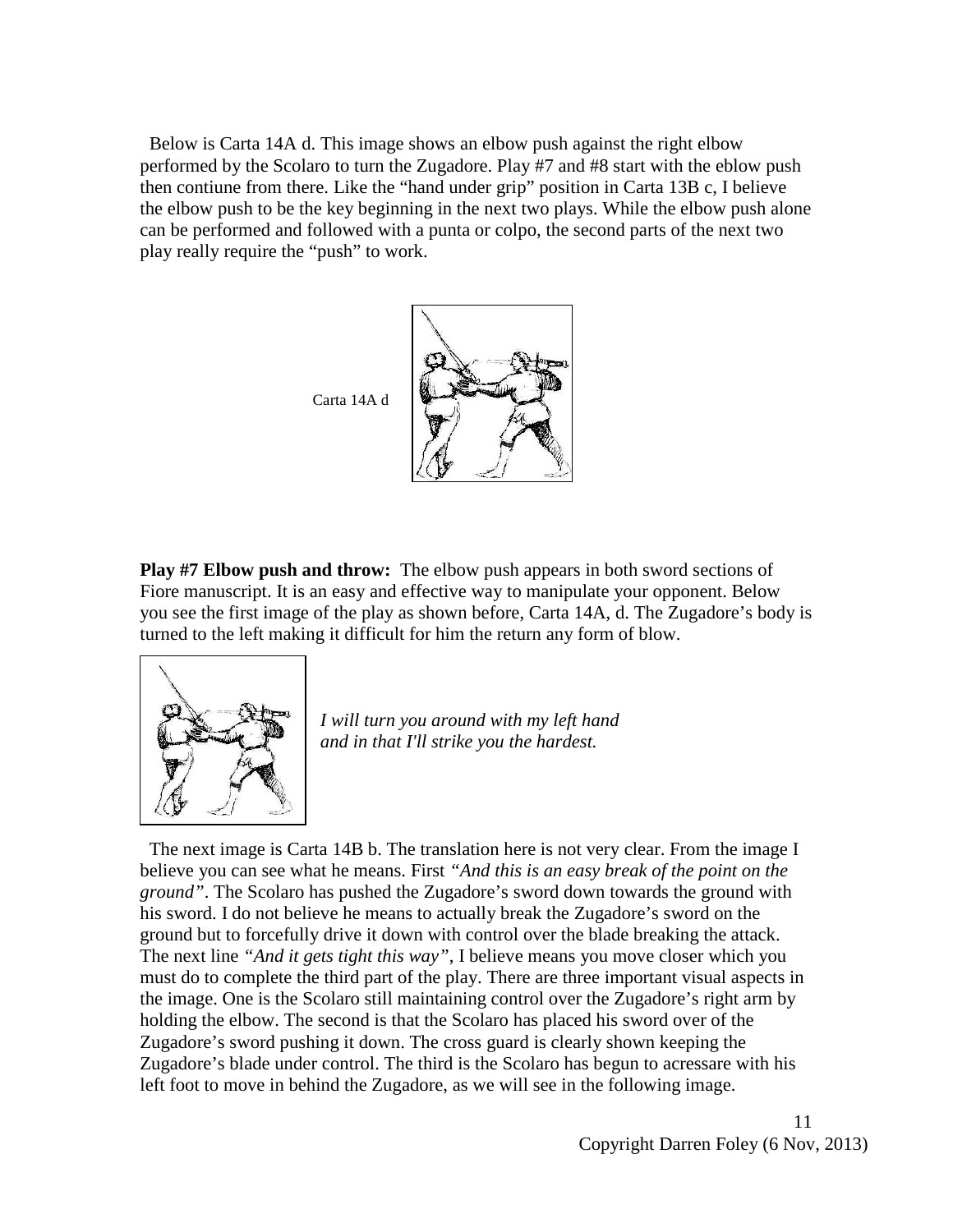Below is Carta 14A d. This image shows an elbow push against the right elbow performed by the Scolaro to turn the Zugadore. Play #7 and #8 start with the eblow push then contiune from there. Like the "hand under grip" position in Carta 13B c, I believe the elbow push to be the key beginning in the next two plays. While the elbow push alone can be performed and followed with a punta or colpo, the second parts of the next two play really require the "push" to work.

Carta 14A d

**Play #7 Elbow push and throw:** The elbow push appears in both sword sections of Fiore manuscript. It is an easy and effective way to manipulate your opponent. Below you see the first image of the play as shown before, Carta 14A, d. The Zugadore's body is turned to the left making it difficult for him the return any form of blow.

*I will turn you around with my left hand and in that I'll strike you the hardest.*

The next image is Carta 14B b. The translation here is not very clear. From the image I believe you can see what he means. First *"And this is an easy break of the point on the ground"*. The Scolaro has pushed the Zugadore's sword down towards the ground with his sword. I do not believe he means to actually break the Zugadore's sword on the ground but to forcefully drive it down with control over the blade breaking the attack. The next line *"And it gets tight this way"*, I believe means you move closer which you must do to complete the third part of the play. There are three important visual aspects in the image. One is the Scolaro still maintaining control over the Zugadore's right arm by holding the elbow. The second is that the Scolaro has placed his sword over of the Zugadore's sword pushing it down. The cross guard is clearly shown keeping the Zugadore's blade under control. The third is the Scolaro has begun to acressare with his left foot to move in behind the Zugadore, as we will see in the following image.

Copyright Darren Foley (6 Nov, 2013)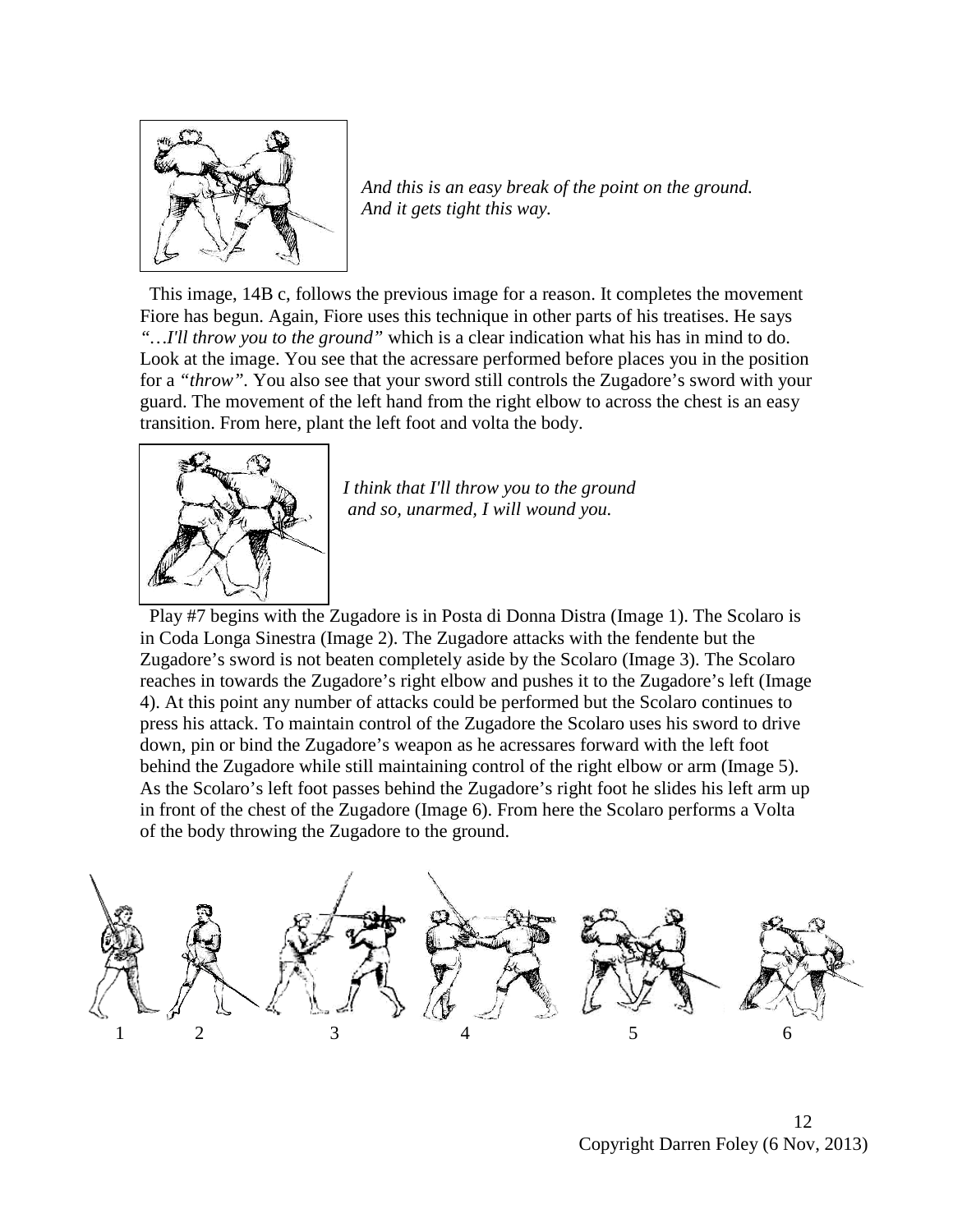*And this is an easy break of the point on the ground.*
*And it gets tight this way.*

This image, 14B c, follows the previous image for a reason. It completes the movement Fiore has begun. Again, Fiore uses this technique in other parts of his treatises. He says *"…I'll throw you to the ground"* which is a clear indication what his has in mind to do. Look at the image. You see that the acressare performed before places you in the position for a *"throw"*. You also see that your sword still controls the Zugadore's sword with your guard. The movement of the left hand from the right elbow to across the chest is an easy transition. From here, plant the left foot and volta the body.

*I think that I'll throw you to the ground*
*and so, unarmed, I will wound you.*

Play #7 begins with the Zugadore is in Posta di Donna Distra (Image 1). The Scolaro is in Coda Longa Sinestra (Image 2). The Zugadore attacks with the fendente but the Zugadore's sword is not beaten completely aside by the Scolaro (Image 3). The Scolaro reaches in towards the Zugadore's right elbow and pushes it to the Zugadore's left (Image 4). At this point any number of attacks could be performed but the Scolaro continues to press his attack. To maintain control of the Zugadore the Scolaro uses his sword to drive down, pin or bind the Zugadore's weapon as he acressares forward with the left foot behind the Zugadore while still maintaining control of the right elbow or arm (Image 5). As the Scolaro's left foot passes behind the Zugadore's right foot he slides his left arm up in front of the chest of the Zugadore (Image 6). From here the Scolaro performs a Volta of the body throwing the Zugadore to the ground.

1 2 3 4 5 6

Copyright Darren Foley (6 Nov, 2013)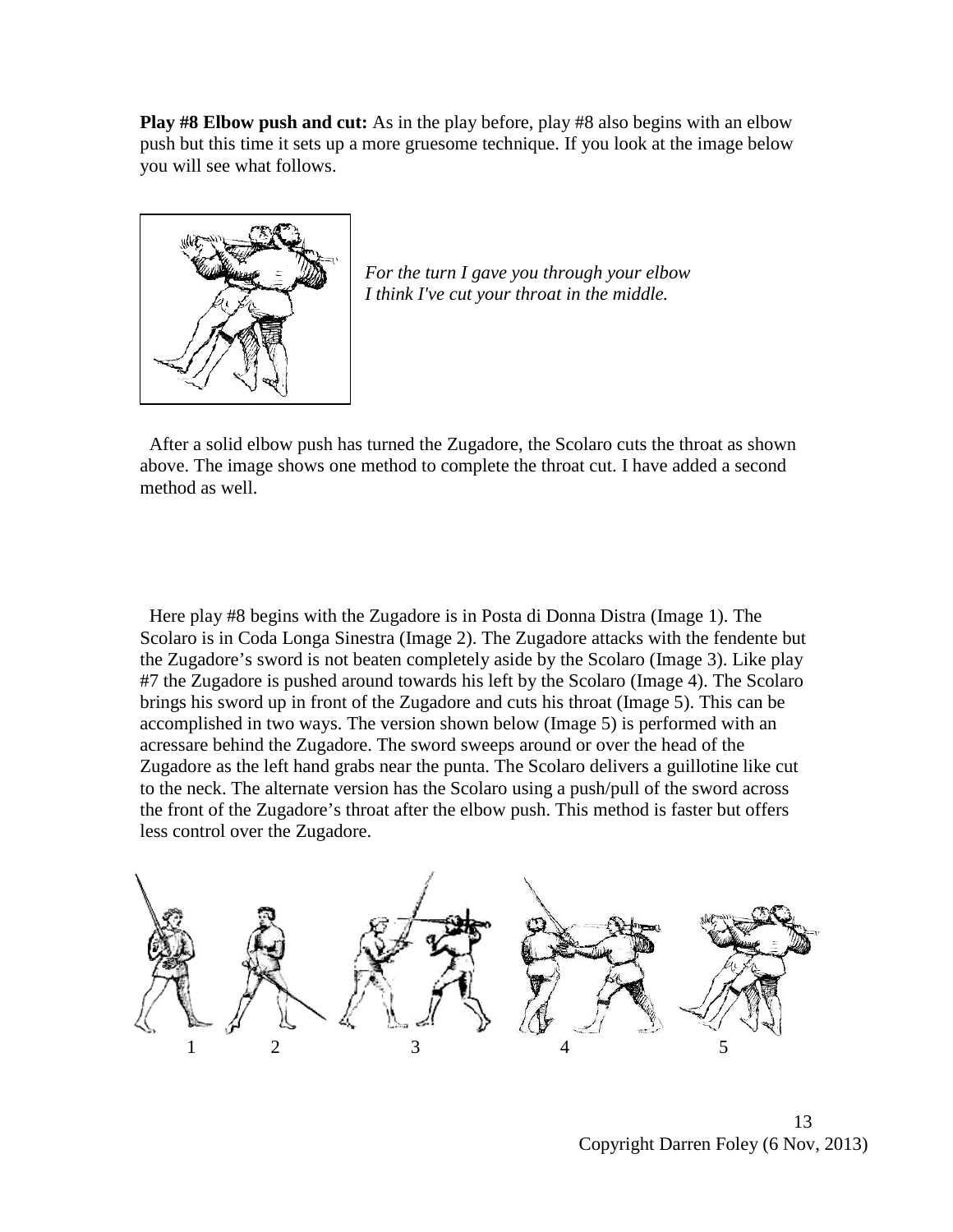**Play #8 Elbow push and cut:** As in the play before, play #8 also begins with an elbow push but this time it sets up a more gruesome technique. If you look at the image below you will see what follows.

*For the turn I gave you through your elbow*
*I think I've cut your throat in the middle.*

After a solid elbow push has turned the Zugadore, the Scolaro cuts the throat as shown above. The image shows one method to complete the throat cut. I have added a second method as well.

Here play #8 begins with the Zugadore is in Posta di Donna Distra (Image 1). The Scolaro is in Coda Longa Sinestra (Image 2). The Zugadore attacks with the fendente but the Zugadore's sword is not beaten completely aside by the Scolaro (Image 3). Like play #7 the Zugadore is pushed around towards his left by the Scolaro (Image 4). The Scolaro brings his sword up in front of the Zugadore and cuts his throat (Image 5). This can be accomplished in two ways. The version shown below (Image 5) is performed with an acressare behind the Zugadore. The sword sweeps around or over the head of the Zugadore as the left hand grabs near the punta. The Scolaro delivers a guillotine like cut to the neck. The alternate version has the Scolaro using a push/pull of the sword across the front of the Zugadore's throat after the elbow push. This method is faster but offers less control over the Zugadore.

1 2 3 4 5

Copyright Darren Foley (6 Nov, 2013)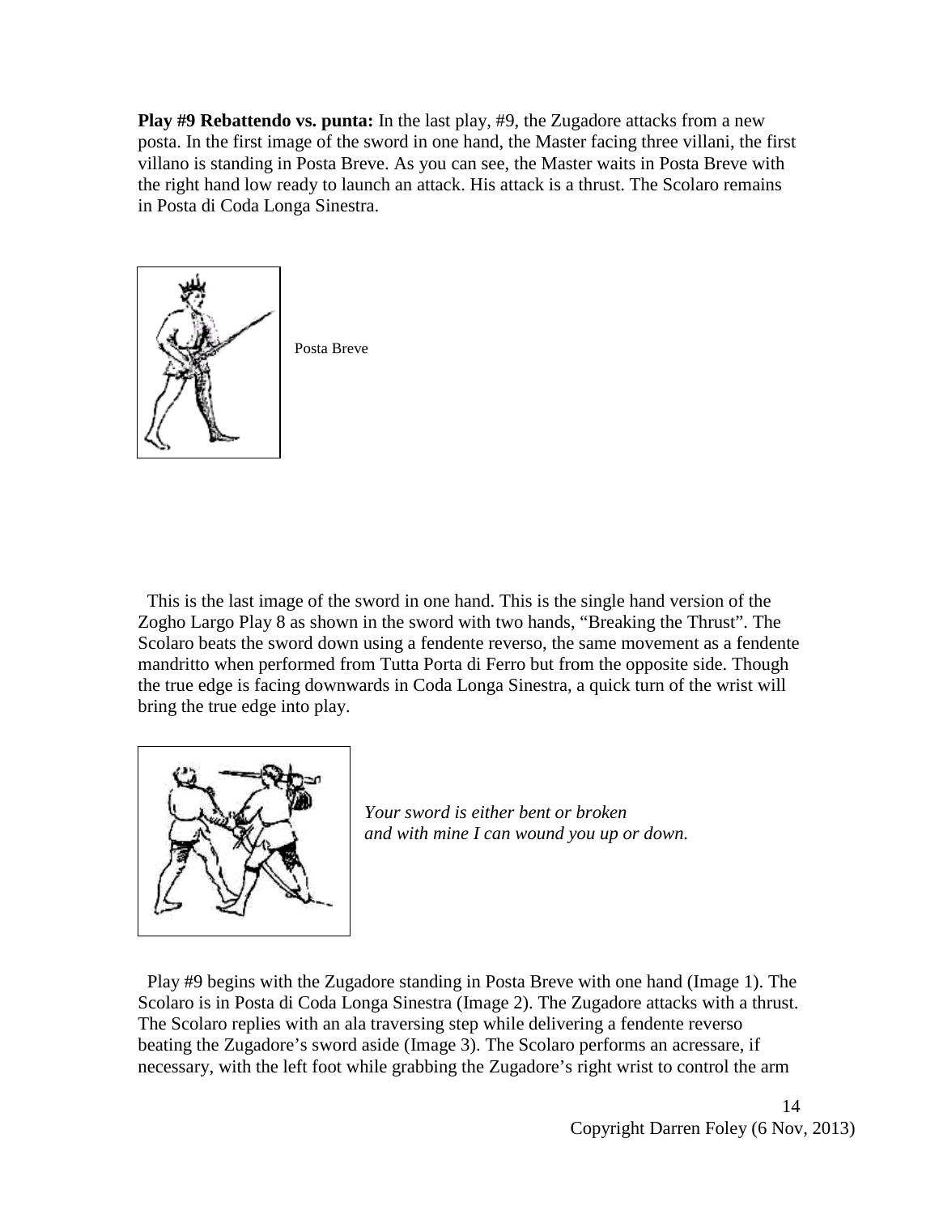**Play #9 Rebattendo vs. punta:** In the last play, #9, the Zugadore attacks from a new posta. In the first image of the sword in one hand, the Master facing three villani, the first villano is standing in Posta Breve. As you can see, the Master waits in Posta Breve with the right hand low ready to launch an attack. His attack is a thrust. The Scolaro remains in Posta di Coda Longa Sinestra.

Posta Breve

This is the last image of the sword in one hand. This is the single hand version of the Zogho Largo Play 8 as shown in the sword with two hands, "Breaking the Thrust". The Scolaro beats the sword down using a fendente reverso, the same movement as a fendente mandritto when performed from Tutta Porta di Ferro but from the opposite side. Though the true edge is facing downwards in Coda Longa Sinestra, a quick turn of the wrist will bring the true edge into play.

*Your sword is either bent or broken*
*and with mine I can wound you up or down.*

Play #9 begins with the Zugadore standing in Posta Breve with one hand (Image 1). The Scolaro is in Posta di Coda Longa Sinestra (Image 2). The Zugadore attacks with a thrust. The Scolaro replies with an ala traversing step while delivering a fendente reverso beating the Zugadore's sword aside (Image 3). The Scolaro performs an acressare, if necessary, with the left foot while grabbing the Zugadore's right wrist to control the arm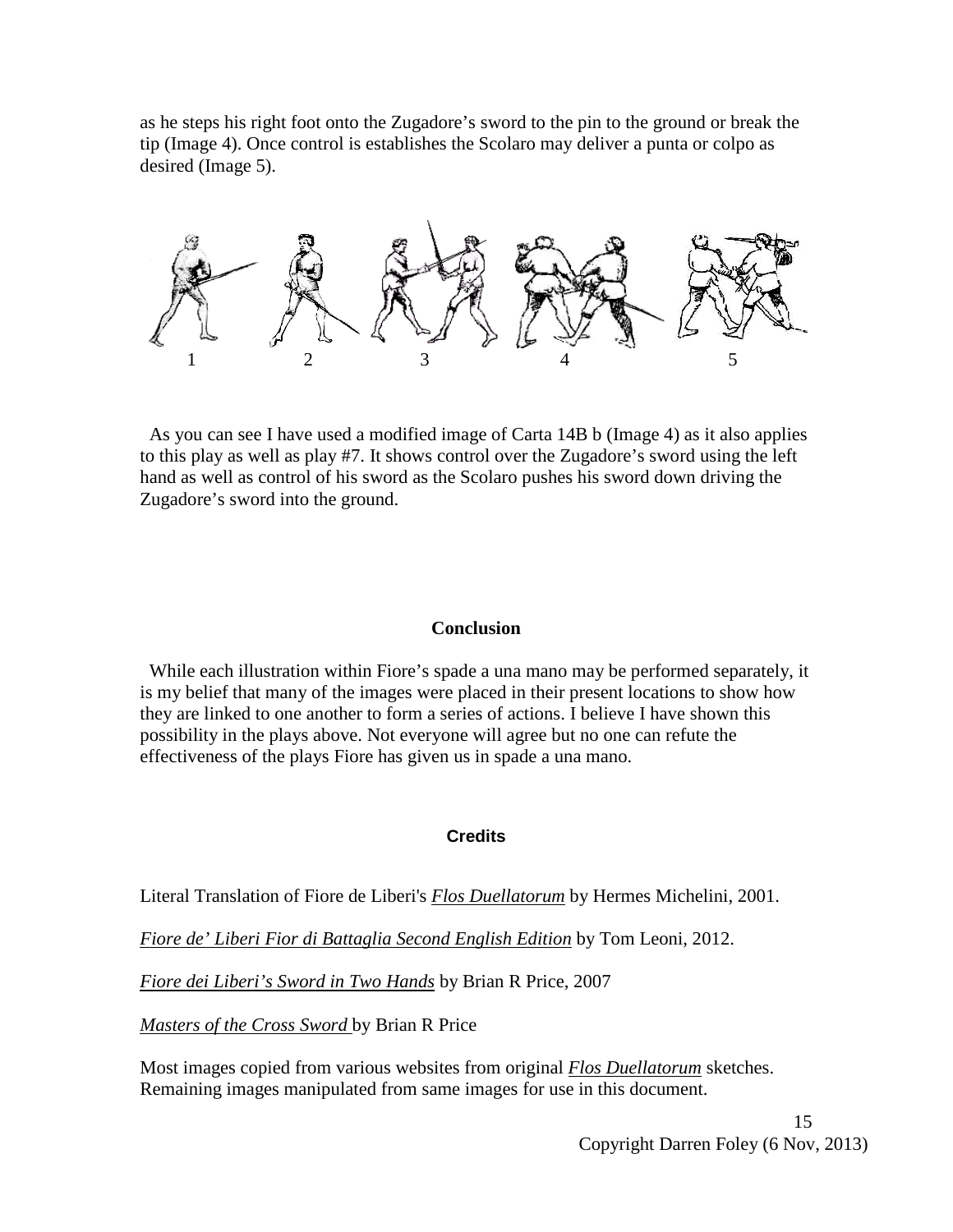as he steps his right foot onto the Zugadore's sword to the pin to the ground or break the tip (Image 4). Once control is establishes the Scolaro may deliver a punta or colpo as desired (Image 5).

1 2 3 4 5

As you can see I have used a modified image of Carta 14B b (Image 4) as it also applies to this play as well as play #7. It shows control over the Zugadore's sword using the left hand as well as control of his sword as the Scolaro pushes his sword down driving the Zugadore's sword into the ground.

## Conclusion

While each illustration within Fiore's spade a una mano may be performed separately, it is my belief that many of the images were placed in their present locations to show how they are linked to one another to form a series of actions. I believe I have shown this possibility in the plays above. Not everyone will agree but no one can refute the effectiveness of the plays Fiore has given us in spade a una mano.

## Credits

Literal Translation of Fiore de Liberi's *Flos Duellatorum* by Hermes Michelini, 2001.

*Fiore de' Liberi Fior di Battaglia Second English Edition* by Tom Leoni, 2012.

*Fiore dei Liberi's Sword in Two Hands* by Brian R Price, 2007

*Masters of the Cross Sword* by Brian R Price

Most images copied from various websites from original *Flos Duellatorum* sketches. Remaining images manipulated from same images for use in this document.

Copyright Darren Foley (6 Nov, 2013)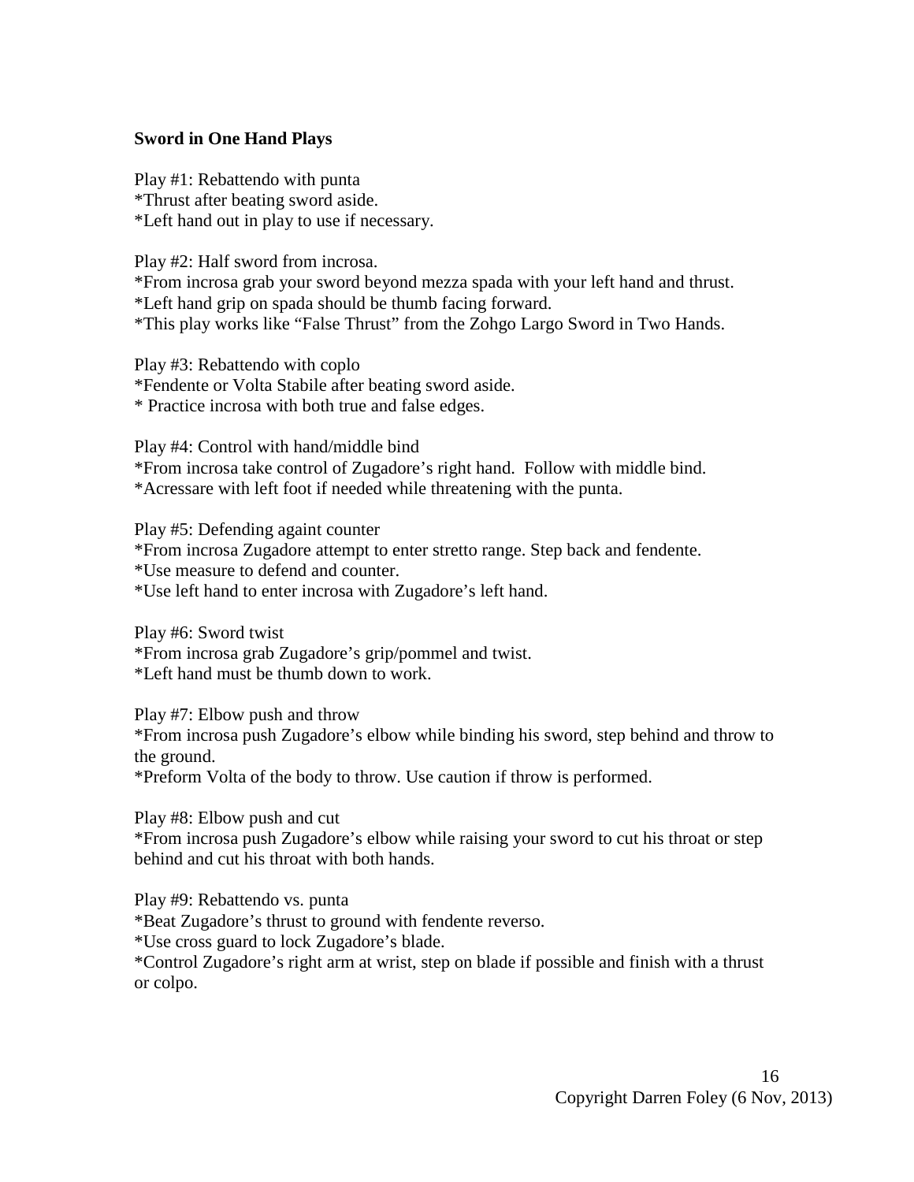**Sword in One Hand Plays**

Play #1: Rebattendo with punta
*Thrust after beating sword aside.
*Left hand out in play to use if necessary.

Play #2: Half sword from incrosa.
*From incrosa grab your sword beyond mezza spada with your left hand and thrust.
*Left hand grip on spada should be thumb facing forward.
*This play works like "False Thrust" from the Zohgo Largo Sword in Two Hands.

Play #3: Rebattendo with coplo
*Fendente or Volta Stabile after beating sword aside.
* Practice incrosa with both true and false edges.

Play #4: Control with hand/middle bind
*From incrosa take control of Zugadore's right hand. Follow with middle bind.
*Acressare with left foot if needed while threatening with the punta.

Play #5: Defending againt counter
*From incrosa Zugadore attempt to enter stretto range. Step back and fendente.
*Use measure to defend and counter.
*Use left hand to enter incrosa with Zugadore's left hand.

Play #6: Sword twist
*From incrosa grab Zugadore's grip/pommel and twist.
*Left hand must be thumb down to work.

Play #7: Elbow push and throw
*From incrosa push Zugadore's elbow while binding his sword, step behind and throw to the ground.
*Preform Volta of the body to throw. Use caution if throw is performed.

Play #8: Elbow push and cut
*From incrosa push Zugadore's elbow while raising your sword to cut his throat or step behind and cut his throat with both hands.

Play #9: Rebattendo vs. punta
*Beat Zugadore's thrust to ground with fendente reverso.
*Use cross guard to lock Zugadore's blade.
*Control Zugadore's right arm at wrist, step on blade if possible and finish with a thrust or colpo.

Copyright Darren Foley (6 Nov, 2013)